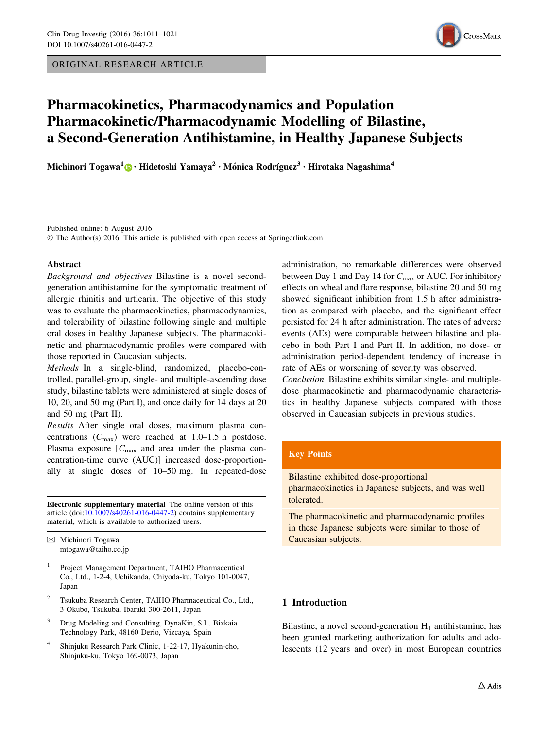ORIGINAL RESEARCH ARTICLE

# Pharmacokinetics, Pharmacodynamics and Population Pharmacokinetic/Pharmacodynamic Modelling of Bilastine, a Second-Generation Antihistamine, in Healthy Japanese Subjects

**Michinori Togawa[1] · Hidetoshi Yamaya[2] · Mónica Rodríguez[3] · Hirotaka Nagashima[4]**

Published online: 6 August 2016
© The Author(s) 2016. This article is published with open access at Springerlink.com

## Abstract

*Background and objectives* Bilastine is a novel second-generation antihistamine for the symptomatic treatment of allergic rhinitis and urticaria. The objective of this study was to evaluate the pharmacokinetics, pharmacodynamics, and tolerability of bilastine following single and multiple oral doses in healthy Japanese subjects. The pharmacokinetic and pharmacodynamic profiles were compared with those reported in Caucasian subjects.

*Methods* In a single-blind, randomized, placebo-controlled, parallel-group, single- and multiple-ascending dose study, bilastine tablets were administered at single doses of 10, 20, and 50 mg (Part I), and once daily for 14 days at 20 and 50 mg (Part II).

*Results* After single oral doses, maximum plasma concentrations ($C_{max}$) were reached at 1.0–1.5 h postdose. Plasma exposure [$C_{max}$ and area under the plasma concentration-time curve (AUC)] increased dose-proportionally at single doses of 10–50 mg. In repeated-dose administration, no remarkable differences were observed between Day 1 and Day 14 for $C_{max}$ or AUC. For inhibitory effects on wheal and flare response, bilastine 20 and 50 mg showed significant inhibition from 1.5 h after administration as compared with placebo, and the significant effect persisted for 24 h after administration. The rates of adverse events (AEs) were comparable between bilastine and placebo in both Part I and Part II. In addition, no dose- or administration period-dependent tendency of increase in rate of AEs or worsening of severity was observed.

*Conclusion* Bilastine exhibits similar single- and multiple-dose pharmacokinetic and pharmacodynamic characteristics in healthy Japanese subjects compared with those observed in Caucasian subjects in previous studies.

**Key Points**

Bilastine exhibited dose-proportional pharmacokinetics in Japanese subjects, and was well tolerated.

The pharmacokinetic and pharmacodynamic profiles in these Japanese subjects were similar to those of Caucasian subjects.

## 1 Introduction

Bilastine, a novel second-generation $H_1$ antihistamine, has been granted marketing authorization for adults and adolescents (12 years and over) in most European countries

---

**Electronic supplementary material** The online version of this article (doi:10.1007/s40261-016-0447-2) contains supplementary material, which is available to authorized users.

✉ Michinori Togawa
mtogawa@taiho.co.jp

[1] Project Management Department, TAIHO Pharmaceutical Co., Ltd., 1-2-4, Uchikanda, Chiyoda-ku, Tokyo 101-0047, Japan

[2] Tsukuba Research Center, TAIHO Pharmaceutical Co., Ltd., 3 Okubo, Tsukuba, Ibaraki 300-2611, Japan

[3] Drug Modeling and Consulting, DynaKin, S.L. Bizkaia Technology Park, 48160 Derio, Vizcaya, Spain

[4] Shinjuku Research Park Clinic, 1-22-17, Hyakunin-cho, Shinjuku-ku, Tokyo 169-0073, Japan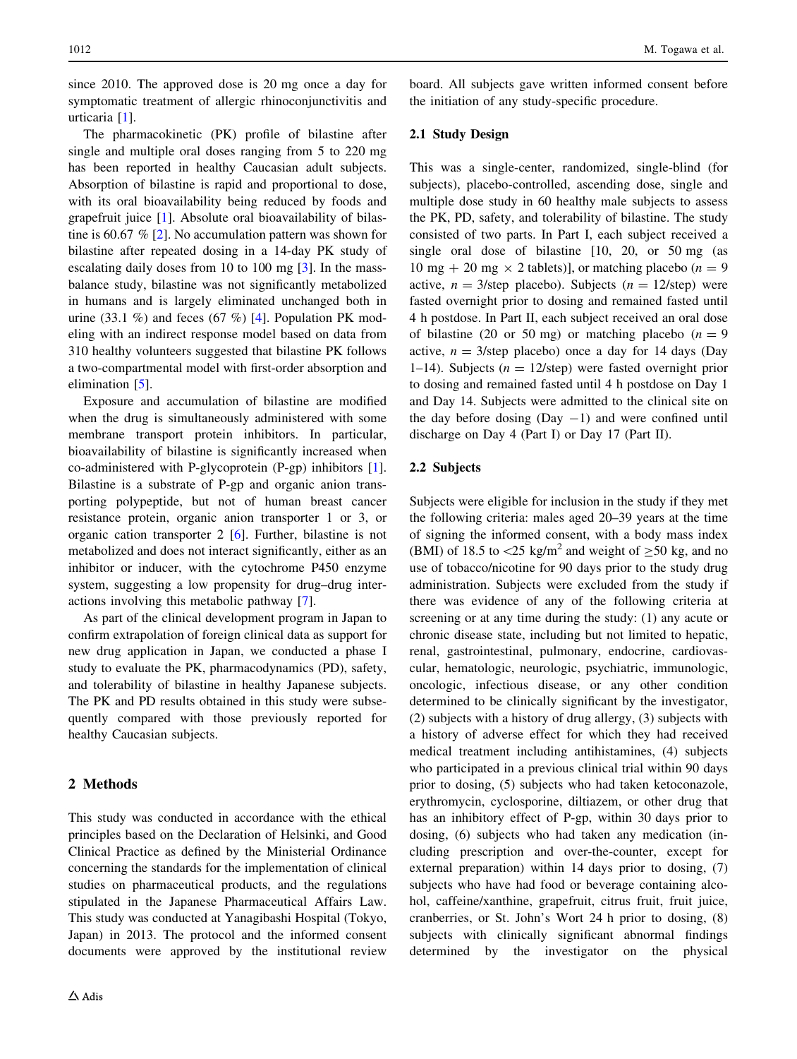since 2010. The approved dose is 20 mg once a day for symptomatic treatment of allergic rhinoconjunctivitis and urticaria [1].

The pharmacokinetic (PK) profile of bilastine after single and multiple oral doses ranging from 5 to 220 mg has been reported in healthy Caucasian adult subjects. Absorption of bilastine is rapid and proportional to dose, with its oral bioavailability being reduced by foods and grapefruit juice [1]. Absolute oral bioavailability of bilastine is 60.67 % [2]. No accumulation pattern was shown for bilastine after repeated dosing in a 14-day PK study of escalating daily doses from 10 to 100 mg [3]. In the mass-balance study, bilastine was not significantly metabolized in humans and is largely eliminated unchanged both in urine (33.1 %) and feces (67 %) [4]. Population PK modeling with an indirect response model based on data from 310 healthy volunteers suggested that bilastine PK follows a two-compartmental model with first-order absorption and elimination [5].

Exposure and accumulation of bilastine are modified when the drug is simultaneously administered with some membrane transport protein inhibitors. In particular, bioavailability of bilastine is significantly increased when co-administered with P-glycoprotein (P-gp) inhibitors [1]. Bilastine is a substrate of P-gp and organic anion transporting polypeptide, but not of human breast cancer resistance protein, organic anion transporter 1 or 3, or organic cation transporter 2 [6]. Further, bilastine is not metabolized and does not interact significantly, either as an inhibitor or inducer, with the cytochrome P450 enzyme system, suggesting a low propensity for drug–drug interactions involving this metabolic pathway [7].

As part of the clinical development program in Japan to confirm extrapolation of foreign clinical data as support for new drug application in Japan, we conducted a phase I study to evaluate the PK, pharmacodynamics (PD), safety, and tolerability of bilastine in healthy Japanese subjects. The PK and PD results obtained in this study were subsequently compared with those previously reported for healthy Caucasian subjects.

## 2 Methods

This study was conducted in accordance with the ethical principles based on the Declaration of Helsinki, and Good Clinical Practice as defined by the Ministerial Ordinance concerning the standards for the implementation of clinical studies on pharmaceutical products, and the regulations stipulated in the Japanese Pharmaceutical Affairs Law. This study was conducted at Yanagibashi Hospital (Tokyo, Japan) in 2013. The protocol and the informed consent documents were approved by the institutional review board. All subjects gave written informed consent before the initiation of any study-specific procedure.

### 2.1 Study Design

This was a single-center, randomized, single-blind (for subjects), placebo-controlled, ascending dose, single and multiple dose study in 60 healthy male subjects to assess the PK, PD, safety, and tolerability of bilastine. The study consisted of two parts. In Part I, each subject received a single oral dose of bilastine [10, 20, or 50 mg (as 10 mg + 20 mg × 2 tablets)], or matching placebo ($n = 9$ active, $n = 3$/step placebo). Subjects ($n = 12$/step) were fasted overnight prior to dosing and remained fasted until 4 h postdose. In Part II, each subject received an oral dose of bilastine (20 or 50 mg) or matching placebo ($n = 9$ active, $n = 3$/step placebo) once a day for 14 days (Day 1–14). Subjects ($n = 12$/step) were fasted overnight prior to dosing and remained fasted until 4 h postdose on Day 1 and Day 14. Subjects were admitted to the clinical site on the day before dosing (Day −1) and were confined until discharge on Day 4 (Part I) or Day 17 (Part II).

### 2.2 Subjects

Subjects were eligible for inclusion in the study if they met the following criteria: males aged 20–39 years at the time of signing the informed consent, with a body mass index (BMI) of 18.5 to <25 kg/m$^2$ and weight of ≥50 kg, and no use of tobacco/nicotine for 90 days prior to the study drug administration. Subjects were excluded from the study if there was evidence of any of the following criteria at screening or at any time during the study: (1) any acute or chronic disease state, including but not limited to hepatic, renal, gastrointestinal, pulmonary, endocrine, cardiovascular, hematologic, neurologic, psychiatric, immunologic, oncologic, infectious disease, or any other condition determined to be clinically significant by the investigator, (2) subjects with a history of drug allergy, (3) subjects with a history of adverse effect for which they had received medical treatment including antihistamines, (4) subjects who participated in a previous clinical trial within 90 days prior to dosing, (5) subjects who had taken ketoconazole, erythromycin, cyclosporine, diltiazem, or other drug that has an inhibitory effect of P-gp, within 30 days prior to dosing, (6) subjects who had taken any medication (including prescription and over-the-counter, except for external preparation) within 14 days prior to dosing, (7) subjects who have had food or beverage containing alcohol, caffeine/xanthine, grapefruit, citrus fruit, fruit juice, cranberries, or St. John's Wort 24 h prior to dosing, (8) subjects with clinically significant abnormal findings determined by the investigator on the physical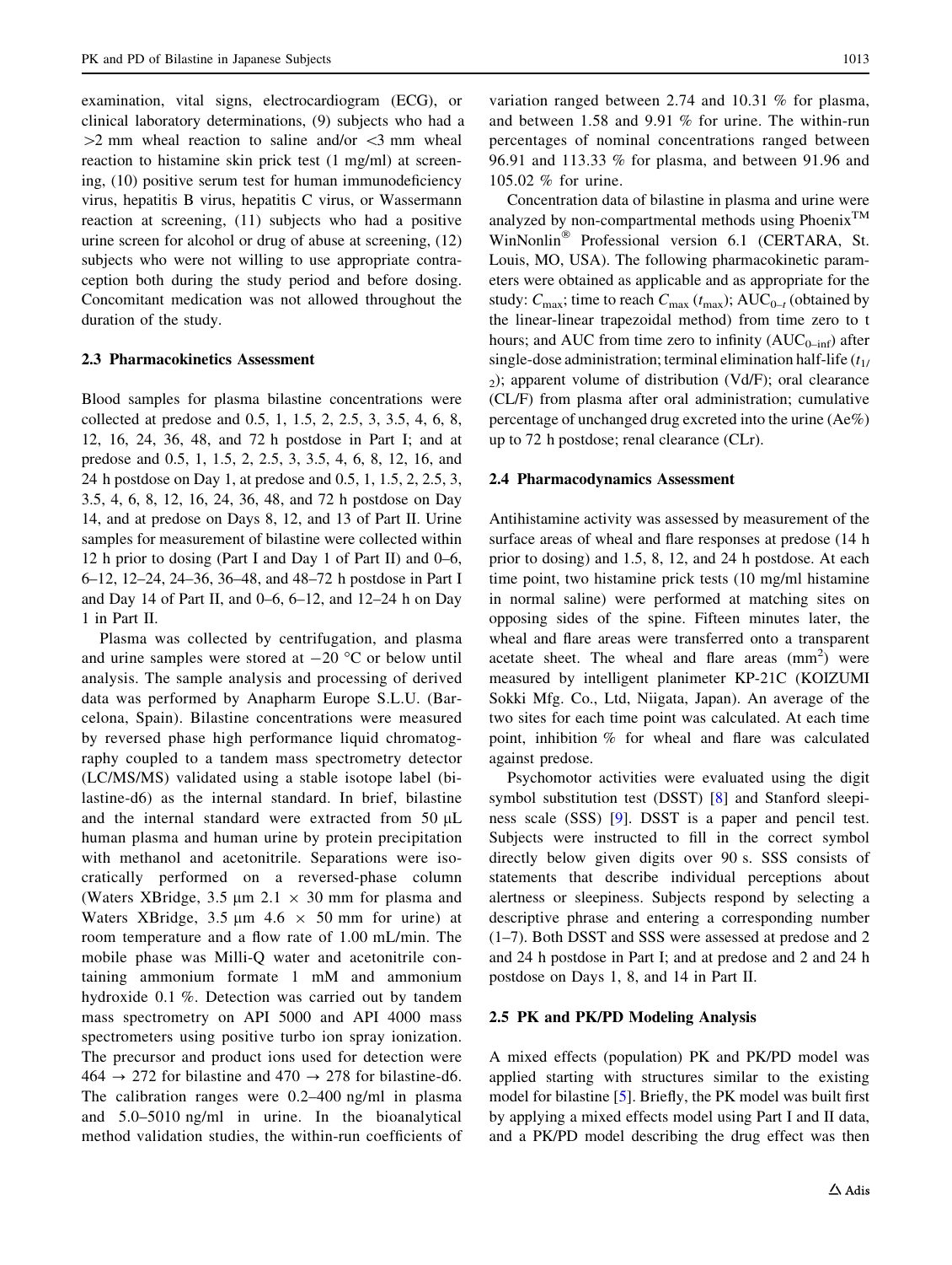examination, vital signs, electrocardiogram (ECG), or clinical laboratory determinations, (9) subjects who had a >2 mm wheal reaction to saline and/or <3 mm wheal reaction to histamine skin prick test (1 mg/ml) at screening, (10) positive serum test for human immunodeficiency virus, hepatitis B virus, hepatitis C virus, or Wassermann reaction at screening, (11) subjects who had a positive urine screen for alcohol or drug of abuse at screening, (12) subjects who were not willing to use appropriate contraception both during the study period and before dosing. Concomitant medication was not allowed throughout the duration of the study.

### 2.3 Pharmacokinetics Assessment

Blood samples for plasma bilastine concentrations were collected at predose and 0.5, 1, 1.5, 2, 2.5, 3, 3.5, 4, 6, 8, 12, 16, 24, 36, 48, and 72 h postdose in Part I; and at predose and 0.5, 1, 1.5, 2, 2.5, 3, 3.5, 4, 6, 8, 12, 16, and 24 h postdose on Day 1, at predose and 0.5, 1, 1.5, 2, 2.5, 3, 3.5, 4, 6, 8, 12, 16, 24, 36, 48, and 72 h postdose on Day 14, and at predose on Days 8, 12, and 13 of Part II. Urine samples for measurement of bilastine were collected within 12 h prior to dosing (Part I and Day 1 of Part II) and 0–6, 6–12, 12–24, 24–36, 36–48, and 48–72 h postdose in Part I and Day 14 of Part II, and 0–6, 6–12, and 12–24 h on Day 1 in Part II.

Plasma was collected by centrifugation, and plasma and urine samples were stored at −20 °C or below until analysis. The sample analysis and processing of derived data was performed by Anapharm Europe S.L.U. (Barcelona, Spain). Bilastine concentrations were measured by reversed phase high performance liquid chromatography coupled to a tandem mass spectrometry detector (LC/MS/MS) validated using a stable isotope label (bilastine-d6) as the internal standard. In brief, bilastine and the internal standard were extracted from 50 µL human plasma and human urine by protein precipitation with methanol and acetonitrile. Separations were isocratically performed on a reversed-phase column (Waters XBridge, 3.5 µm 2.1 × 30 mm for plasma and Waters XBridge, 3.5 µm 4.6 × 50 mm for urine) at room temperature and a flow rate of 1.00 mL/min. The mobile phase was Milli-Q water and acetonitrile containing ammonium formate 1 mM and ammonium hydroxide 0.1 %. Detection was carried out by tandem mass spectrometry on API 5000 and API 4000 mass spectrometers using positive turbo ion spray ionization. The precursor and product ions used for detection were 464 → 272 for bilastine and 470 → 278 for bilastine-d6. The calibration ranges were 0.2–400 ng/ml in plasma and 5.0–5010 ng/ml in urine. In the bioanalytical method validation studies, the within-run coefficients of variation ranged between 2.74 and 10.31 % for plasma, and between 1.58 and 9.91 % for urine. The within-run percentages of nominal concentrations ranged between 96.91 and 113.33 % for plasma, and between 91.96 and 105.02 % for urine.

Concentration data of bilastine in plasma and urine were analyzed by non-compartmental methods using Phoenix™ WinNonlin® Professional version 6.1 (CERTARA, St. Louis, MO, USA). The following pharmacokinetic parameters were obtained as applicable and as appropriate for the study: $C_{max}$; time to reach $C_{max}$ ($t_{max}$); $AUC_{0-t}$ (obtained by the linear-linear trapezoidal method) from time zero to t hours; and AUC from time zero to infinity ($AUC_{0-inf}$) after single-dose administration; terminal elimination half-life ($t_{1/2}$); apparent volume of distribution (Vd/F); oral clearance (CL/F) from plasma after oral administration; cumulative percentage of unchanged drug excreted into the urine (Ae%) up to 72 h postdose; renal clearance (CLr).

### 2.4 Pharmacodynamics Assessment

Antihistamine activity was assessed by measurement of the surface areas of wheal and flare responses at predose (14 h prior to dosing) and 1.5, 8, 12, and 24 h postdose. At each time point, two histamine prick tests (10 mg/ml histamine in normal saline) were performed at matching sites on opposing sides of the spine. Fifteen minutes later, the wheal and flare areas were transferred onto a transparent acetate sheet. The wheal and flare areas ($mm^2$) were measured by intelligent planimeter KP-21C (KOIZUMI Sokki Mfg. Co., Ltd, Niigata, Japan). An average of the two sites for each time point was calculated. At each time point, inhibition % for wheal and flare was calculated against predose.

Psychomotor activities were evaluated using the digit symbol substitution test (DSST) [8] and Stanford sleepiness scale (SSS) [9]. DSST is a paper and pencil test. Subjects were instructed to fill in the correct symbol directly below given digits over 90 s. SSS consists of statements that describe individual perceptions about alertness or sleepiness. Subjects respond by selecting a descriptive phrase and entering a corresponding number (1–7). Both DSST and SSS were assessed at predose and 2 and 24 h postdose in Part I; and at predose and 2 and 24 h postdose on Days 1, 8, and 14 in Part II.

### 2.5 PK and PK/PD Modeling Analysis

A mixed effects (population) PK and PK/PD model was applied starting with structures similar to the existing model for bilastine [5]. Briefly, the PK model was built first by applying a mixed effects model using Part I and II data, and a PK/PD model describing the drug effect was then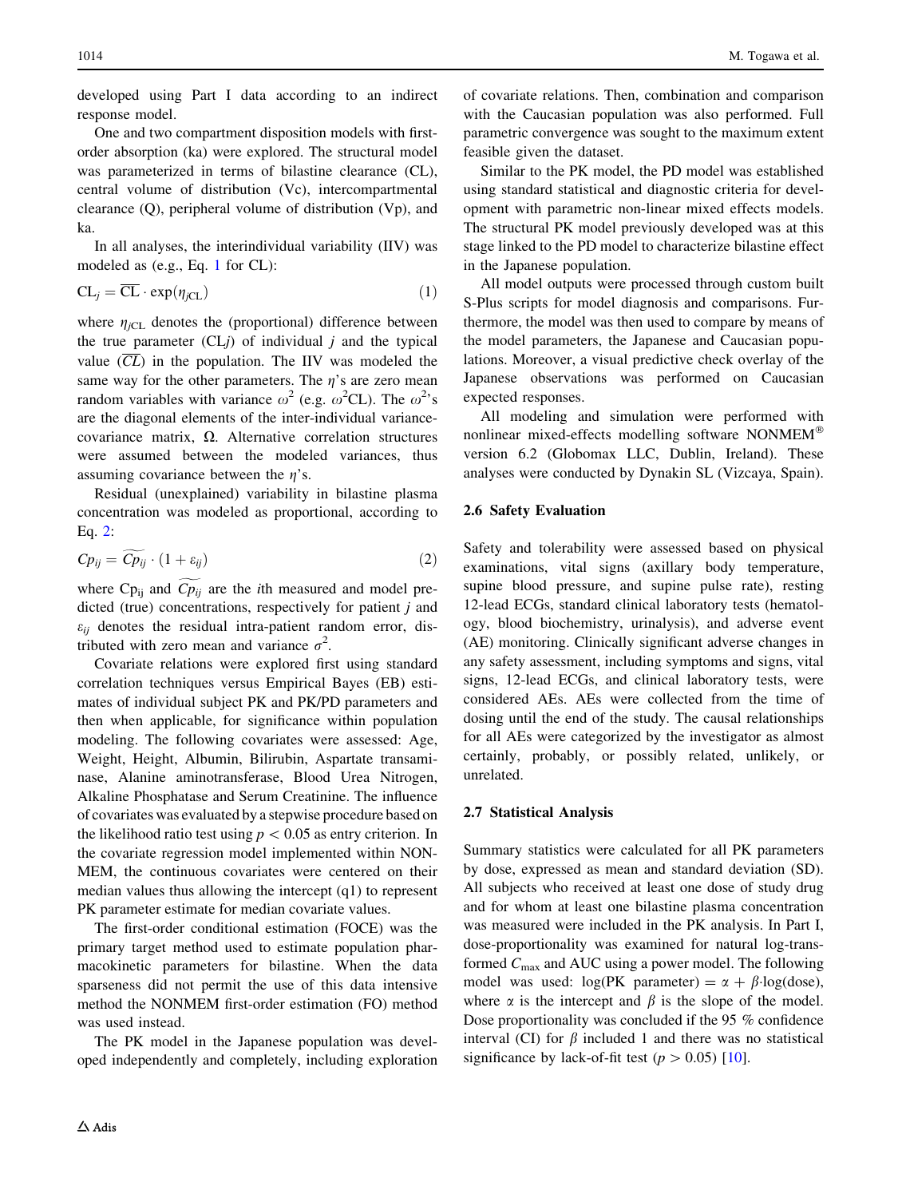developed using Part I data according to an indirect response model.

One and two compartment disposition models with first-order absorption (ka) were explored. The structural model was parameterized in terms of bilastine clearance (CL), central volume of distribution (Vc), intercompartmental clearance (Q), peripheral volume of distribution (Vp), and ka.

In all analyses, the interindividual variability (IIV) was modeled as (e.g., Eq. 1 for CL):

$$\mathrm{CL}_j = \overline{\mathrm{CL}} \cdot \exp(\eta_{j\mathrm{CL}}) \tag{1}$$

where $\eta_{j\mathrm{CL}}$ denotes the (proportional) difference between the true parameter (CL$j$) of individual $j$ and the typical value ($\overline{CL}$) in the population. The IIV was modeled the same way for the other parameters. The $\eta$'s are zero mean random variables with variance $\omega^2$ (e.g. $\omega^2$CL). The $\omega^2$'s are the diagonal elements of the inter-individual variance-covariance matrix, $\Omega$. Alternative correlation structures were assumed between the modeled variances, thus assuming covariance between the $\eta$'s.

Residual (unexplained) variability in bilastine plasma concentration was modeled as proportional, according to Eq. 2:

$$Cp_{ij} = \widetilde{Cp_{ij}} \cdot (1 + \varepsilon_{ij}) \tag{2}$$

where $\mathrm{Cp_{ij}}$ and $\widetilde{Cp_{ij}}$ are the $i$th measured and model predicted (true) concentrations, respectively for patient $j$ and $\varepsilon_{ij}$ denotes the residual intra-patient random error, distributed with zero mean and variance $\sigma^2$.

Covariate relations were explored first using standard correlation techniques versus Empirical Bayes (EB) estimates of individual subject PK and PK/PD parameters and then when applicable, for significance within population modeling. The following covariates were assessed: Age, Weight, Height, Albumin, Bilirubin, Aspartate transaminase, Alanine aminotransferase, Blood Urea Nitrogen, Alkaline Phosphatase and Serum Creatinine. The influence of covariates was evaluated by a stepwise procedure based on the likelihood ratio test using $p < 0.05$ as entry criterion. In the covariate regression model implemented within NONMEM, the continuous covariates were centered on their median values thus allowing the intercept (q1) to represent PK parameter estimate for median covariate values.

The first-order conditional estimation (FOCE) was the primary target method used to estimate population pharmacokinetic parameters for bilastine. When the data sparseness did not permit the use of this data intensive method the NONMEM first-order estimation (FO) method was used instead.

The PK model in the Japanese population was developed independently and completely, including exploration of covariate relations. Then, combination and comparison with the Caucasian population was also performed. Full parametric convergence was sought to the maximum extent feasible given the dataset.

Similar to the PK model, the PD model was established using standard statistical and diagnostic criteria for development with parametric non-linear mixed effects models. The structural PK model previously developed was at this stage linked to the PD model to characterize bilastine effect in the Japanese population.

All model outputs were processed through custom built S-Plus scripts for model diagnosis and comparisons. Furthermore, the model was then used to compare by means of the model parameters, the Japanese and Caucasian populations. Moreover, a visual predictive check overlay of the Japanese observations was performed on Caucasian expected responses.

All modeling and simulation were performed with nonlinear mixed-effects modelling software NONMEM® version 6.2 (Globomax LLC, Dublin, Ireland). These analyses were conducted by Dynakin SL (Vizcaya, Spain).

### 2.6 Safety Evaluation

Safety and tolerability were assessed based on physical examinations, vital signs (axillary body temperature, supine blood pressure, and supine pulse rate), resting 12-lead ECGs, standard clinical laboratory tests (hematology, blood biochemistry, urinalysis), and adverse event (AE) monitoring. Clinically significant adverse changes in any safety assessment, including symptoms and signs, vital signs, 12-lead ECGs, and clinical laboratory tests, were considered AEs. AEs were collected from the time of dosing until the end of the study. The causal relationships for all AEs were categorized by the investigator as almost certainly, probably, or possibly related, unlikely, or unrelated.

### 2.7 Statistical Analysis

Summary statistics were calculated for all PK parameters by dose, expressed as mean and standard deviation (SD). All subjects who received at least one dose of study drug and for whom at least one bilastine plasma concentration was measured were included in the PK analysis. In Part I, dose-proportionality was examined for natural log-transformed $C_{\max}$ and AUC using a power model. The following model was used: log(PK parameter) = $\alpha + \beta \cdot \log(\text{dose})$, where $\alpha$ is the intercept and $\beta$ is the slope of the model. Dose proportionality was concluded if the 95 % confidence interval (CI) for $\beta$ included 1 and there was no statistical significance by lack-of-fit test ($p > 0.05$) [10].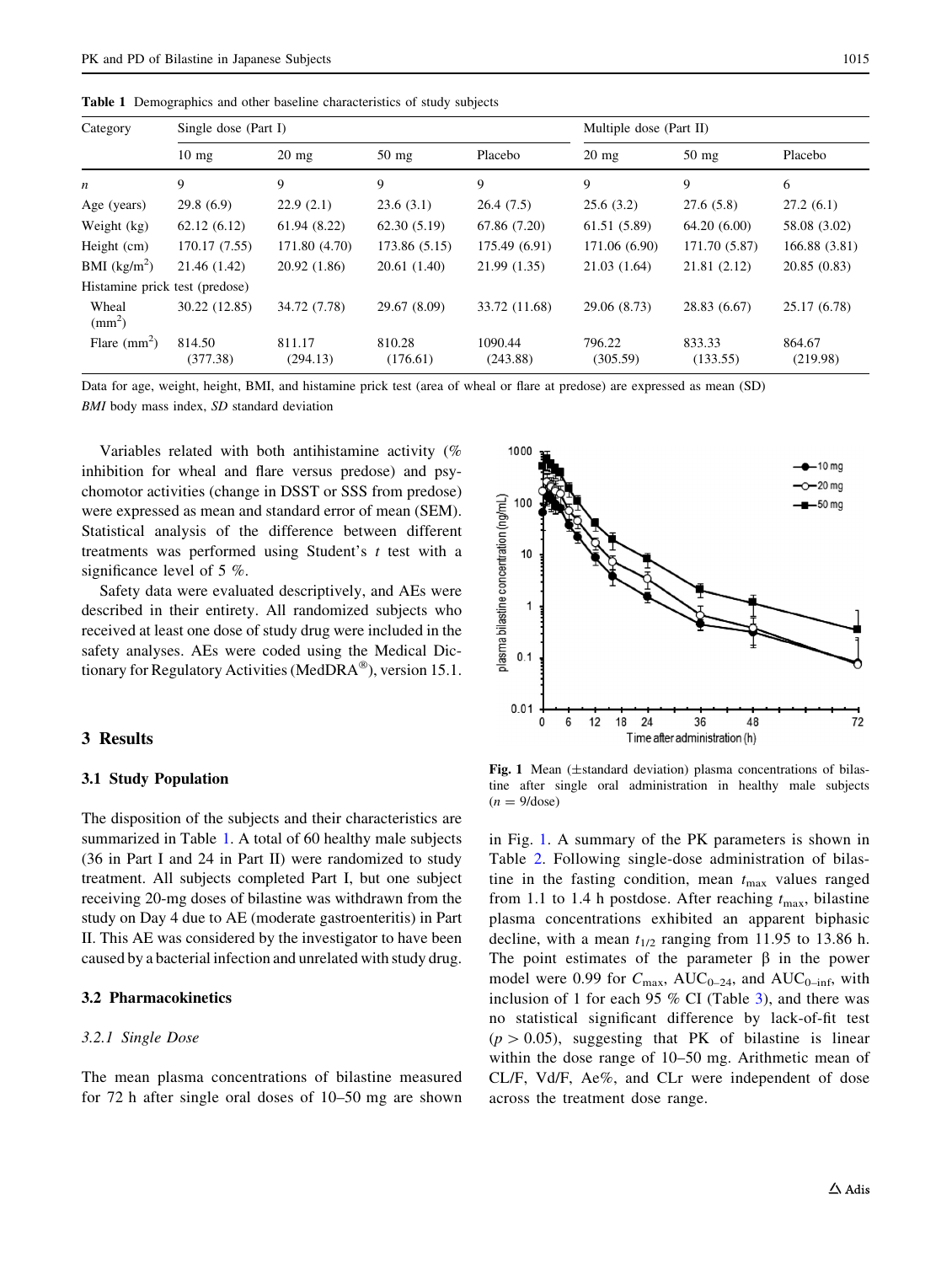**Table 1** Demographics and other baseline characteristics of study subjects

| Category | Single dose (Part I) | | | | Multiple dose (Part II) | | |
|---|---|---|---|---|---|---|---|
| | 10 mg | 20 mg | 50 mg | Placebo | 20 mg | 50 mg | Placebo |
| *n* | 9 | 9 | 9 | 9 | 9 | 9 | 6 |
| Age (years) | 29.8 (6.9) | 22.9 (2.1) | 23.6 (3.1) | 26.4 (7.5) | 25.6 (3.2) | 27.6 (5.8) | 27.2 (6.1) |
| Weight (kg) | 62.12 (6.12) | 61.94 (8.22) | 62.30 (5.19) | 67.86 (7.20) | 61.51 (5.89) | 64.20 (6.00) | 58.08 (3.02) |
| Height (cm) | 170.17 (7.55) | 171.80 (4.70) | 173.86 (5.15) | 175.49 (6.91) | 171.06 (6.90) | 171.70 (5.87) | 166.88 (3.81) |
| BMI ($kg/m^2$) | 21.46 (1.42) | 20.92 (1.86) | 20.61 (1.40) | 21.99 (1.35) | 21.03 (1.64) | 21.81 (2.12) | 20.85 (0.83) |
| Histamine prick test (predose) | | | | | | | |
| Wheal ($mm^2$) | 30.22 (12.85) | 34.72 (7.78) | 29.67 (8.09) | 33.72 (11.68) | 29.06 (8.73) | 28.83 (6.67) | 25.17 (6.78) |
| Flare ($mm^2$) | 814.50 (377.38) | 811.17 (294.13) | 810.28 (176.61) | 1090.44 (243.88) | 796.22 (305.59) | 833.33 (133.55) | 864.67 (219.98) |

Data for age, weight, height, BMI, and histamine prick test (area of wheal or flare at predose) are expressed as mean (SD)

*BMI* body mass index, *SD* standard deviation

Variables related with both antihistamine activity (% inhibition for wheal and flare versus predose) and psychomotor activities (change in DSST or SSS from predose) were expressed as mean and standard error of mean (SEM). Statistical analysis of the difference between different treatments was performed using Student's *t* test with a significance level of 5 %.

Safety data were evaluated descriptively, and AEs were described in their entirety. All randomized subjects who received at least one dose of study drug were included in the safety analyses. AEs were coded using the Medical Dictionary for Regulatory Activities (MedDRA®), version 15.1.

## 3 Results

### 3.1 Study Population

The disposition of the subjects and their characteristics are summarized in Table 1. A total of 60 healthy male subjects (36 in Part I and 24 in Part II) were randomized to study treatment. All subjects completed Part I, but one subject receiving 20-mg doses of bilastine was withdrawn from the study on Day 4 due to AE (moderate gastroenteritis) in Part II. This AE was considered by the investigator to have been caused by a bacterial infection and unrelated with study drug.

### 3.2 Pharmacokinetics

#### *3.2.1 Single Dose*

The mean plasma concentrations of bilastine measured for 72 h after single oral doses of 10–50 mg are shown in Fig. 1. A summary of the PK parameters is shown in Table 2. Following single-dose administration of bilastine in the fasting condition, mean $t_{max}$ values ranged from 1.1 to 1.4 h postdose. After reaching $t_{max}$, bilastine plasma concentrations exhibited an apparent biphasic decline, with a mean $t_{1/2}$ ranging from 11.95 to 13.86 h. The point estimates of the parameter β in the power model were 0.99 for $C_{max}$, $AUC_{0-24}$, and $AUC_{0-inf}$, with inclusion of 1 for each 95 % CI (Table 3), and there was no statistical significant difference by lack-of-fit test ($p > 0.05$), suggesting that PK of bilastine is linear within the dose range of 10–50 mg. Arithmetic mean of CL/F, Vd/F, Ae%, and CLr were independent of dose across the treatment dose range.

**Fig. 1** Mean (±standard deviation) plasma concentrations of bilastine after single oral administration in healthy male subjects ($n = 9$/dose)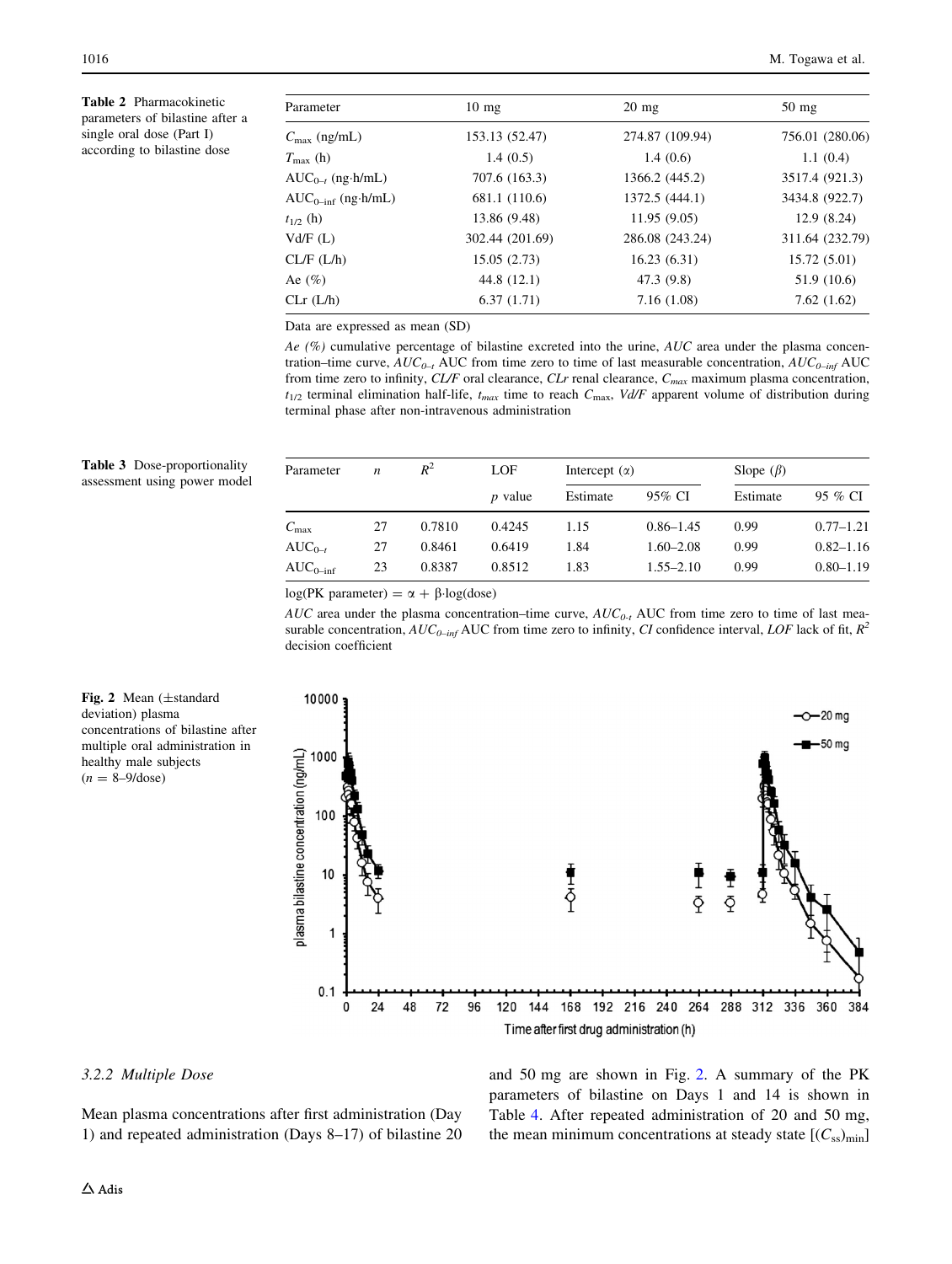**Table 2** Pharmacokinetic parameters of bilastine after a single oral dose (Part I) according to bilastine dose

| Parameter | 10 mg | 20 mg | 50 mg |
|---|---|---|---|
| $C_{max}$ (ng/mL) | 153.13 (52.47) | 274.87 (109.94) | 756.01 (280.06) |
| $T_{max}$ (h) | 1.4 (0.5) | 1.4 (0.6) | 1.1 (0.4) |
| $AUC_{0-t}$ (ng·h/mL) | 707.6 (163.3) | 1366.2 (445.2) | 3517.4 (921.3) |
| $AUC_{0-inf}$ (ng·h/mL) | 681.1 (110.6) | 1372.5 (444.1) | 3434.8 (922.7) |
| $t_{1/2}$ (h) | 13.86 (9.48) | 11.95 (9.05) | 12.9 (8.24) |
| Vd/F (L) | 302.44 (201.69) | 286.08 (243.24) | 311.64 (232.79) |
| CL/F (L/h) | 15.05 (2.73) | 16.23 (6.31) | 15.72 (5.01) |
| Ae (%) | 44.8 (12.1) | 47.3 (9.8) | 51.9 (10.6) |
| CLr (L/h) | 6.37 (1.71) | 7.16 (1.08) | 7.62 (1.62) |

Data are expressed as mean (SD)

*Ae (%)* cumulative percentage of bilastine excreted into the urine, *AUC* area under the plasma concentration–time curve, $AUC_{0-t}$ AUC from time zero to time of last measurable concentration, $AUC_{0-inf}$ AUC from time zero to infinity, *CL/F* oral clearance, *CLr* renal clearance, $C_{max}$ maximum plasma concentration, $t_{1/2}$ terminal elimination half-life, $t_{max}$ time to reach $C_{max}$, *Vd/F* apparent volume of distribution during terminal phase after non-intravenous administration

**Table 3** Dose-proportionality assessment using power model

| Parameter | $n$ | $R^2$ | LOF | Intercept ($\alpha$) | | Slope ($\beta$) | |
|---|---|---|---|---|---|---|---|
| | | | $p$ value | Estimate | 95% CI | Estimate | 95 % CI |
| $C_{max}$ | 27 | 0.7810 | 0.4245 | 1.15 | 0.86–1.45 | 0.99 | 0.77–1.21 |
| $AUC_{0-t}$ | 27 | 0.8461 | 0.6419 | 1.84 | 1.60–2.08 | 0.99 | 0.82–1.16 |
| $AUC_{0-inf}$ | 23 | 0.8387 | 0.8512 | 1.83 | 1.55–2.10 | 0.99 | 0.80–1.19 |

log(PK parameter) = $\alpha + \beta \cdot \log(\text{dose})$

*AUC* area under the plasma concentration–time curve, $AUC_{0-t}$ AUC from time zero to time of last measurable concentration, $AUC_{0-inf}$ AUC from time zero to infinity, *CI* confidence interval, *LOF* lack of fit, $R^2$ decision coefficient

**Fig. 2** Mean (±standard deviation) plasma concentrations of bilastine after multiple oral administration in healthy male subjects ($n$ = 8–9/dose)

### 3.2.2 Multiple Dose

Mean plasma concentrations after first administration (Day 1) and repeated administration (Days 8–17) of bilastine 20 and 50 mg are shown in Fig. 2. A summary of the PK parameters of bilastine on Days 1 and 14 is shown in Table 4. After repeated administration of 20 and 50 mg, the mean minimum concentrations at steady state [$(C_{ss})_{min}$]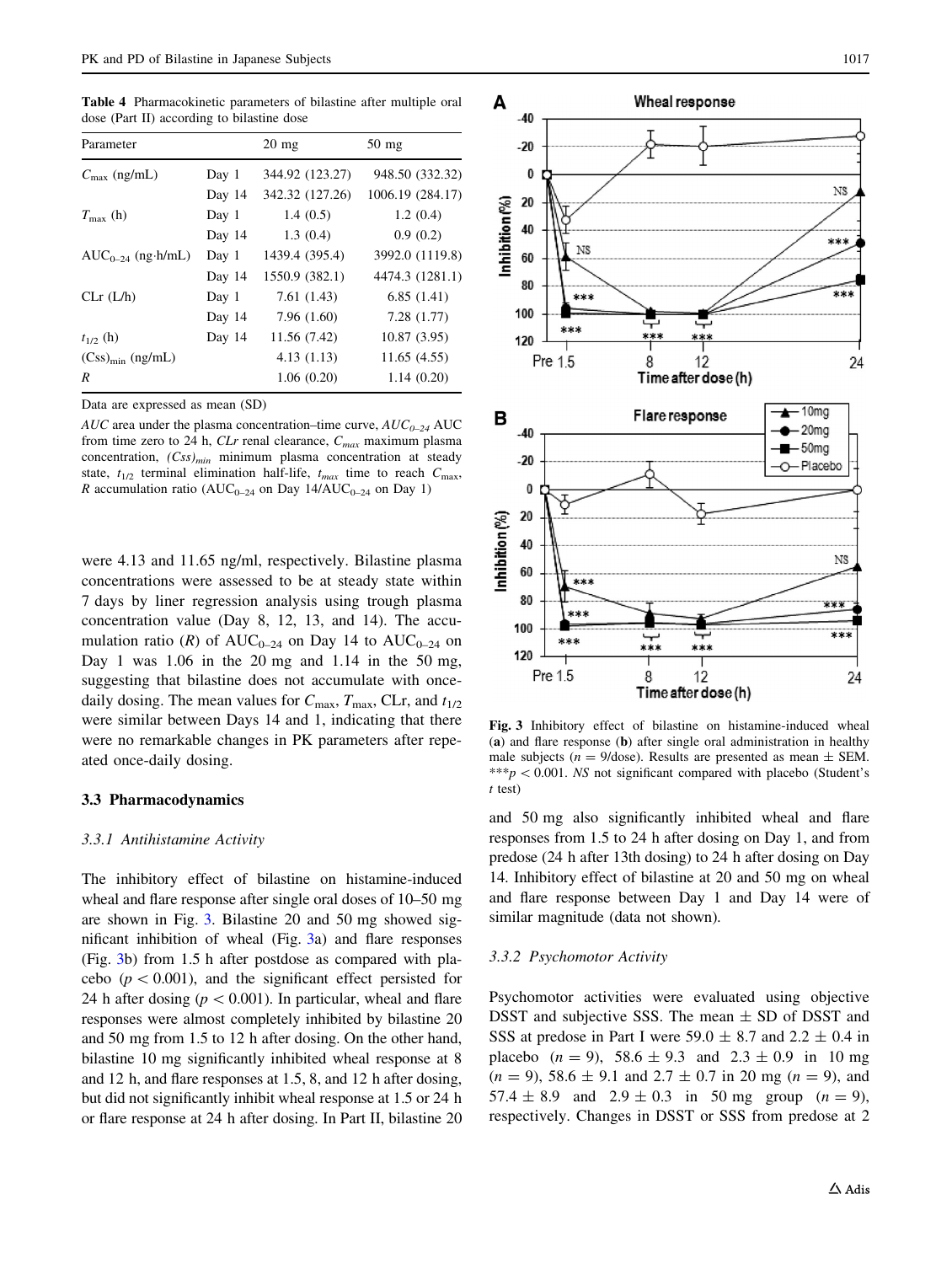**Table 4** Pharmacokinetic parameters of bilastine after multiple oral dose (Part II) according to bilastine dose

| Parameter | | 20 mg | 50 mg |
|---|---|---|---|
| $C_{max}$ (ng/mL) | Day 1 | 344.92 (123.27) | 948.50 (332.32) |
| | Day 14 | 342.32 (127.26) | 1006.19 (284.17) |
| $T_{max}$ (h) | Day 1 | 1.4 (0.5) | 1.2 (0.4) |
| | Day 14 | 1.3 (0.4) | 0.9 (0.2) |
| $AUC_{0-24}$ (ng·h/mL) | Day 1 | 1439.4 (395.4) | 3992.0 (1119.8) |
| | Day 14 | 1550.9 (382.1) | 4474.3 (1281.1) |
| CLr (L/h) | Day 1 | 7.61 (1.43) | 6.85 (1.41) |
| | Day 14 | 7.96 (1.60) | 7.28 (1.77) |
| $t_{1/2}$ (h) | Day 14 | 11.56 (7.42) | 10.87 (3.95) |
| $(Css)_{min}$ (ng/mL) | | 4.13 (1.13) | 11.65 (4.55) |
| $R$ | | 1.06 (0.20) | 1.14 (0.20) |

Data are expressed as mean (SD)

*AUC* area under the plasma concentration–time curve, $AUC_{0-24}$ AUC from time zero to 24 h, *CLr* renal clearance, $C_{max}$ maximum plasma concentration, $(Css)_{min}$ minimum plasma concentration at steady state, $t_{1/2}$ terminal elimination half-life, $t_{max}$ time to reach $C_{max}$, *R* accumulation ratio ($AUC_{0-24}$ on Day 14/$AUC_{0-24}$ on Day 1)

were 4.13 and 11.65 ng/ml, respectively. Bilastine plasma concentrations were assessed to be at steady state within 7 days by liner regression analysis using trough plasma concentration value (Day 8, 12, 13, and 14). The accumulation ratio ($R$) of $AUC_{0-24}$ on Day 14 to $AUC_{0-24}$ on Day 1 was 1.06 in the 20 mg and 1.14 in the 50 mg, suggesting that bilastine does not accumulate with once-daily dosing. The mean values for $C_{max}$, $T_{max}$, CLr, and $t_{1/2}$ were similar between Days 14 and 1, indicating that there were no remarkable changes in PK parameters after repeated once-daily dosing.

### 3.3 Pharmacodynamics

#### 3.3.1 Antihistamine Activity

The inhibitory effect of bilastine on histamine-induced wheal and flare response after single oral doses of 10–50 mg are shown in Fig. 3. Bilastine 20 and 50 mg showed significant inhibition of wheal (Fig. 3a) and flare responses (Fig. 3b) from 1.5 h after postdose as compared with placebo ($p < 0.001$), and the significant effect persisted for 24 h after dosing ($p < 0.001$). In particular, wheal and flare responses were almost completely inhibited by bilastine 20 and 50 mg from 1.5 to 12 h after dosing. On the other hand, bilastine 10 mg significantly inhibited wheal response at 8 and 12 h, and flare responses at 1.5, 8, and 12 h after dosing, but did not significantly inhibit wheal response at 1.5 or 24 h or flare response at 24 h after dosing. In Part II, bilastine 20 and 50 mg also significantly inhibited wheal and flare responses from 1.5 to 24 h after dosing on Day 1, and from predose (24 h after 13th dosing) to 24 h after dosing on Day 14. Inhibitory effect of bilastine at 20 and 50 mg on wheal and flare response between Day 1 and Day 14 were of similar magnitude (data not shown).

**Fig. 3** Inhibitory effect of bilastine on histamine-induced wheal (**a**) and flare response (**b**) after single oral administration in healthy male subjects ($n = 9$/dose). Results are presented as mean ± SEM. ***$p < 0.001$. *NS* not significant compared with placebo (Student's *t* test)

#### 3.3.2 Psychomotor Activity

Psychomotor activities were evaluated using objective DSST and subjective SSS. The mean ± SD of DSST and SSS at predose in Part I were 59.0 ± 8.7 and 2.2 ± 0.4 in placebo ($n = 9$), 58.6 ± 9.3 and 2.3 ± 0.9 in 10 mg ($n = 9$), 58.6 ± 9.1 and 2.7 ± 0.7 in 20 mg ($n = 9$), and 57.4 ± 8.9 and 2.9 ± 0.3 in 50 mg group ($n = 9$), respectively. Changes in DSST or SSS from predose at 2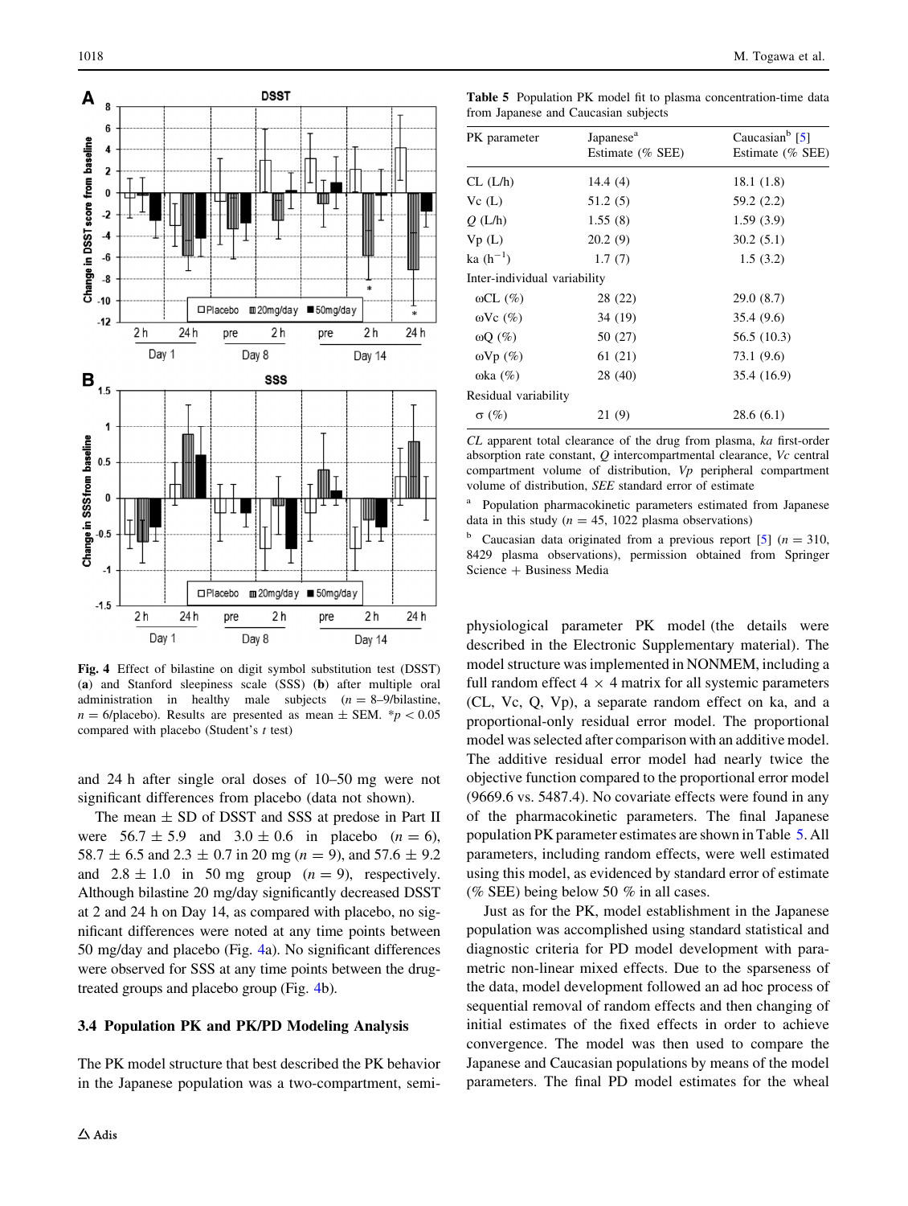Fig. 4 Effect of bilastine on digit symbol substitution test (DSST) (a) and Stanford sleepiness scale (SSS) (b) after multiple oral administration in healthy male subjects ($n = 8$–9/bilastine, $n = 6$/placebo). Results are presented as mean ± SEM. *$p < 0.05$ compared with placebo (Student's $t$ test)

and 24 h after single oral doses of 10–50 mg were not significant differences from placebo (data not shown).

The mean ± SD of DSST and SSS at predose in Part II were 56.7 ± 5.9 and 3.0 ± 0.6 in placebo ($n = 6$), 58.7 ± 6.5 and 2.3 ± 0.7 in 20 mg ($n = 9$), and 57.6 ± 9.2 and 2.8 ± 1.0 in 50 mg group ($n = 9$), respectively. Although bilastine 20 mg/day significantly decreased DSST at 2 and 24 h on Day 14, as compared with placebo, no significant differences were noted at any time points between 50 mg/day and placebo (Fig. 4a). No significant differences were observed for SSS at any time points between the drug-treated groups and placebo group (Fig. 4b).

### 3.4 Population PK and PK/PD Modeling Analysis

The PK model structure that best described the PK behavior in the Japanese population was a two-compartment, semi-physiological parameter PK model (the details were described in the Electronic Supplementary material). The model structure was implemented in NONMEM, including a full random effect 4 × 4 matrix for all systemic parameters (CL, Vc, Q, Vp), a separate random effect on ka, and a proportional-only residual error model. The proportional model was selected after comparison with an additive model. The additive residual error model had nearly twice the objective function compared to the proportional error model (9669.6 vs. 5487.4). No covariate effects were found in any of the pharmacokinetic parameters. The final Japanese population PK parameter estimates are shown in Table 5. All parameters, including random effects, were well estimated using this model, as evidenced by standard error of estimate (% SEE) being below 50 % in all cases.

Table 5 Population PK model fit to plasma concentration-time data from Japanese and Caucasian subjects

| PK parameter | Japanese[a] Estimate (% SEE) | Caucasian[b] [5] Estimate (% SEE) |
|---|---|---|
| CL (L/h) | 14.4 (4) | 18.1 (1.8) |
| Vc (L) | 51.2 (5) | 59.2 (2.2) |
| $Q$ (L/h) | 1.55 (8) | 1.59 (3.9) |
| Vp (L) | 20.2 (9) | 30.2 (5.1) |
| ka ($h^{-1}$) | 1.7 (7) | 1.5 (3.2) |
| Inter-individual variability | | |
| ωCL (%) | 28 (22) | 29.0 (8.7) |
| ωVc (%) | 34 (19) | 35.4 (9.6) |
| ωQ (%) | 50 (27) | 56.5 (10.3) |
| ωVp (%) | 61 (21) | 73.1 (9.6) |
| ωka (%) | 28 (40) | 35.4 (16.9) |
| Residual variability | | |
| σ (%) | 21 (9) | 28.6 (6.1) |

*CL* apparent total clearance of the drug from plasma, *ka* first-order absorption rate constant, *Q* intercompartmental clearance, *Vc* central compartment volume of distribution, *Vp* peripheral compartment volume of distribution, *SEE* standard error of estimate

[a] Population pharmacokinetic parameters estimated from Japanese data in this study ($n = 45$, 1022 plasma observations)

[b] Caucasian data originated from a previous report [5] ($n = 310$, 8429 plasma observations), permission obtained from Springer Science + Business Media

Just as for the PK, model establishment in the Japanese population was accomplished using standard statistical and diagnostic criteria for PD model development with parametric non-linear mixed effects. Due to the sparseness of the data, model development followed an ad hoc process of sequential removal of random effects and then changing of initial estimates of the fixed effects in order to achieve convergence. The model was then used to compare the Japanese and Caucasian populations by means of the model parameters. The final PD model estimates for the wheal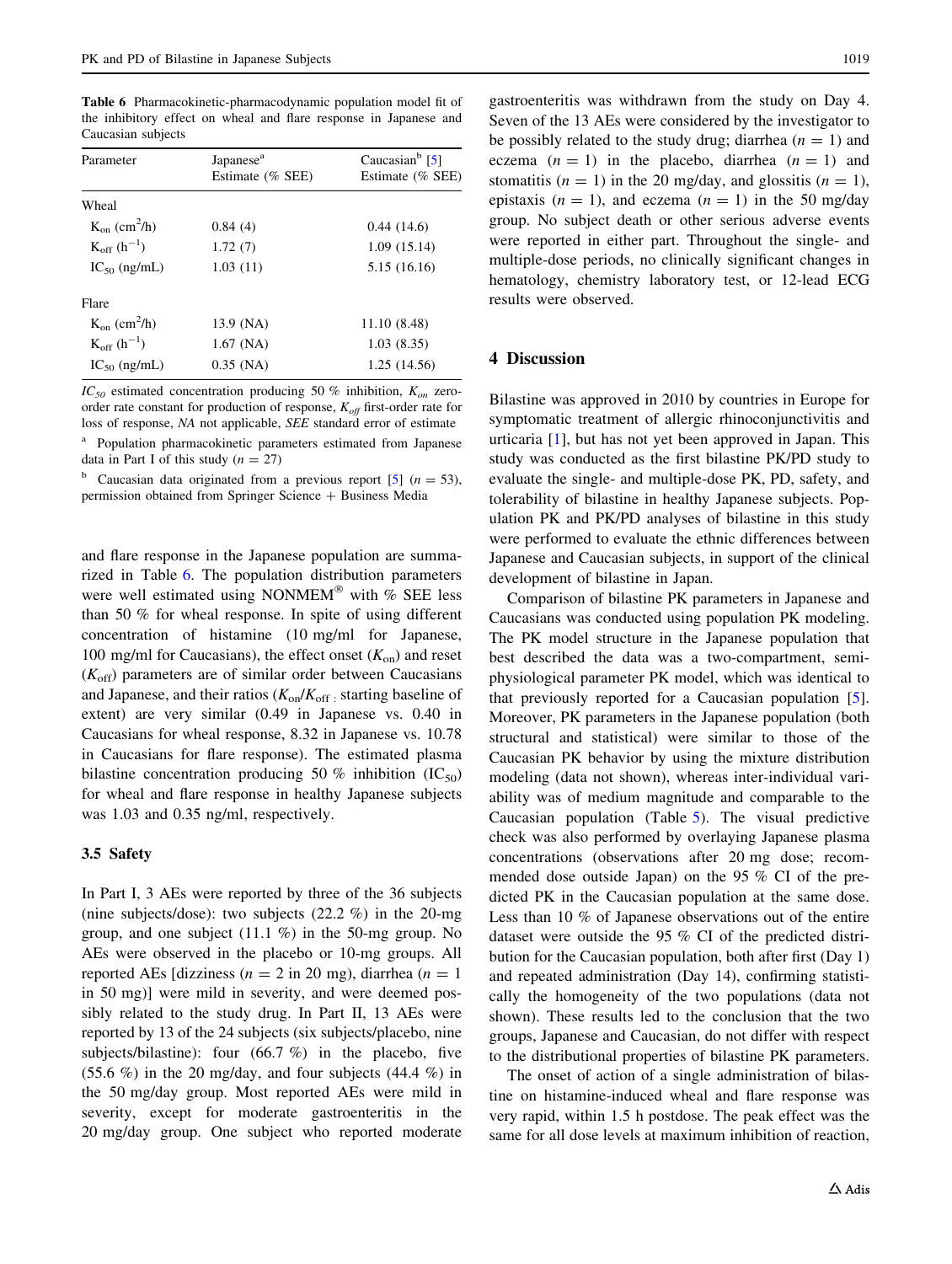**Table 6** Pharmacokinetic-pharmacodynamic population model fit of the inhibitory effect on wheal and flare response in Japanese and Caucasian subjects

| Parameter | Japanese[a] Estimate (% SEE) | Caucasian[b] [5] Estimate (% SEE) |
|---|---|---|
| Wheal | | |
| $K_{on}$ (cm$^2$/h) | 0.84 (4) | 0.44 (14.6) |
| $K_{off}$ (h$^{-1}$) | 1.72 (7) | 1.09 (15.14) |
| $IC_{50}$ (ng/mL) | 1.03 (11) | 5.15 (16.16) |
| Flare | | |
| $K_{on}$ (cm$^2$/h) | 13.9 (NA) | 11.10 (8.48) |
| $K_{off}$ (h$^{-1}$) | 1.67 (NA) | 1.03 (8.35) |
| $IC_{50}$ (ng/mL) | 0.35 (NA) | 1.25 (14.56) |

$IC_{50}$ estimated concentration producing 50 % inhibition, $K_{on}$ zero-order rate constant for production of response, $K_{off}$ first-order rate for loss of response, *NA* not applicable, *SEE* standard error of estimate

[a] Population pharmacokinetic parameters estimated from Japanese data in Part I of this study ($n = 27$)

[b] Caucasian data originated from a previous report [5] ($n = 53$), permission obtained from Springer Science + Business Media

and flare response in the Japanese population are summarized in Table 6. The population distribution parameters were well estimated using NONMEM® with % SEE less than 50 % for wheal response. In spite of using different concentration of histamine (10 mg/ml for Japanese, 100 mg/ml for Caucasians), the effect onset ($K_{on}$) and reset ($K_{off}$) parameters are of similar order between Caucasians and Japanese, and their ratios ($K_{on}/K_{off}$: starting baseline of extent) are very similar (0.49 in Japanese vs. 0.40 in Caucasians for wheal response, 8.32 in Japanese vs. 10.78 in Caucasians for flare response). The estimated plasma bilastine concentration producing 50 % inhibition ($IC_{50}$) for wheal and flare response in healthy Japanese subjects was 1.03 and 0.35 ng/ml, respectively.

### 3.5 Safety

In Part I, 3 AEs were reported by three of the 36 subjects (nine subjects/dose): two subjects (22.2 %) in the 20-mg group, and one subject (11.1 %) in the 50-mg group. No AEs were observed in the placebo or 10-mg groups. All reported AEs [dizziness ($n = 2$ in 20 mg), diarrhea ($n = 1$ in 50 mg)] were mild in severity, and were deemed possibly related to the study drug. In Part II, 13 AEs were reported by 13 of the 24 subjects (six subjects/placebo, nine subjects/bilastine): four (66.7 %) in the placebo, five (55.6 %) in the 20 mg/day, and four subjects (44.4 %) in the 50 mg/day group. Most reported AEs were mild in severity, except for moderate gastroenteritis in the 20 mg/day group. One subject who reported moderate gastroenteritis was withdrawn from the study on Day 4. Seven of the 13 AEs were considered by the investigator to be possibly related to the study drug; diarrhea ($n = 1$) and eczema ($n = 1$) in the placebo, diarrhea ($n = 1$) and stomatitis ($n = 1$) in the 20 mg/day, and glossitis ($n = 1$), epistaxis ($n = 1$), and eczema ($n = 1$) in the 50 mg/day group. No subject death or other serious adverse events were reported in either part. Throughout the single- and multiple-dose periods, no clinically significant changes in hematology, chemistry laboratory test, or 12-lead ECG results were observed.

## 4 Discussion

Bilastine was approved in 2010 by countries in Europe for symptomatic treatment of allergic rhinoconjunctivitis and urticaria [1], but has not yet been approved in Japan. This study was conducted as the first bilastine PK/PD study to evaluate the single- and multiple-dose PK, PD, safety, and tolerability of bilastine in healthy Japanese subjects. Population PK and PK/PD analyses of bilastine in this study were performed to evaluate the ethnic differences between Japanese and Caucasian subjects, in support of the clinical development of bilastine in Japan.

Comparison of bilastine PK parameters in Japanese and Caucasians was conducted using population PK modeling. The PK model structure in the Japanese population that best described the data was a two-compartment, semi-physiological parameter PK model, which was identical to that previously reported for a Caucasian population [5]. Moreover, PK parameters in the Japanese population (both structural and statistical) were similar to those of the Caucasian PK behavior by using the mixture distribution modeling (data not shown), whereas inter-individual variability was of medium magnitude and comparable to the Caucasian population (Table 5). The visual predictive check was also performed by overlaying Japanese plasma concentrations (observations after 20 mg dose; recommended dose outside Japan) on the 95 % CI of the predicted PK in the Caucasian population at the same dose. Less than 10 % of Japanese observations out of the entire dataset were outside the 95 % CI of the predicted distribution for the Caucasian population, both after first (Day 1) and repeated administration (Day 14), confirming statistically the homogeneity of the two populations (data not shown). These results led to the conclusion that the two groups, Japanese and Caucasian, do not differ with respect to the distributional properties of bilastine PK parameters.

The onset of action of a single administration of bilastine on histamine-induced wheal and flare response was very rapid, within 1.5 h postdose. The peak effect was the same for all dose levels at maximum inhibition of reaction,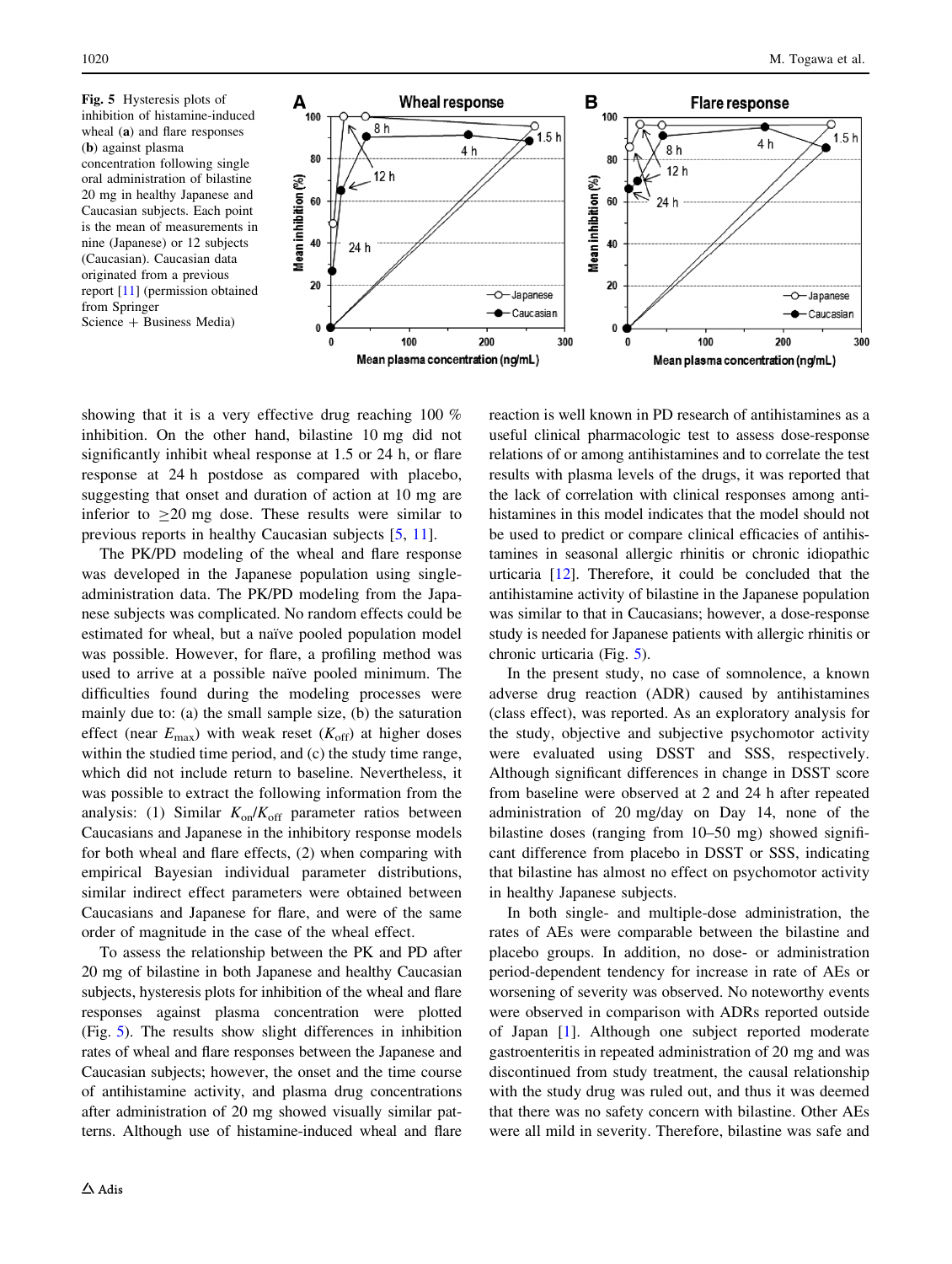Fig. 5 Hysteresis plots of inhibition of histamine-induced wheal (a) and flare responses (b) against plasma concentration following single oral administration of bilastine 20 mg in healthy Japanese and Caucasian subjects. Each point is the mean of measurements in nine (Japanese) or 12 subjects (Caucasian). Caucasian data originated from a previous report [11] (permission obtained from Springer Science + Business Media)

showing that it is a very effective drug reaching 100 % inhibition. On the other hand, bilastine 10 mg did not significantly inhibit wheal response at 1.5 or 24 h, or flare response at 24 h postdose as compared with placebo, suggesting that onset and duration of action at 10 mg are inferior to ≥20 mg dose. These results were similar to previous reports in healthy Caucasian subjects [5, 11].

The PK/PD modeling of the wheal and flare response was developed in the Japanese population using single-administration data. The PK/PD modeling from the Japanese subjects was complicated. No random effects could be estimated for wheal, but a naïve pooled population model was possible. However, for flare, a profiling method was used to arrive at a possible naïve pooled minimum. The difficulties found during the modeling processes were mainly due to: (a) the small sample size, (b) the saturation effect (near $E_{max}$) with weak reset ($K_{off}$) at higher doses within the studied time period, and (c) the study time range, which did not include return to baseline. Nevertheless, it was possible to extract the following information from the analysis: (1) Similar $K_{on}/K_{off}$ parameter ratios between Caucasians and Japanese in the inhibitory response models for both wheal and flare effects, (2) when comparing with empirical Bayesian individual parameter distributions, similar indirect effect parameters were obtained between Caucasians and Japanese for flare, and were of the same order of magnitude in the case of the wheal effect.

To assess the relationship between the PK and PD after 20 mg of bilastine in both Japanese and healthy Caucasian subjects, hysteresis plots for inhibition of the wheal and flare responses against plasma concentration were plotted (Fig. 5). The results show slight differences in inhibition rates of wheal and flare responses between the Japanese and Caucasian subjects; however, the onset and the time course of antihistamine activity, and plasma drug concentrations after administration of 20 mg showed visually similar patterns. Although use of histamine-induced wheal and flare reaction is well known in PD research of antihistamines as a useful clinical pharmacologic test to assess dose-response relations of or among antihistamines and to correlate the test results with plasma levels of the drugs, it was reported that the lack of correlation with clinical responses among antihistamines in this model indicates that the model should not be used to predict or compare clinical efficacies of antihistamines in seasonal allergic rhinitis or chronic idiopathic urticaria [12]. Therefore, it could be concluded that the antihistamine activity of bilastine in the Japanese population was similar to that in Caucasians; however, a dose-response study is needed for Japanese patients with allergic rhinitis or chronic urticaria (Fig. 5).

In the present study, no case of somnolence, a known adverse drug reaction (ADR) caused by antihistamines (class effect), was reported. As an exploratory analysis for the study, objective and subjective psychomotor activity were evaluated using DSST and SSS, respectively. Although significant differences in change in DSST score from baseline were observed at 2 and 24 h after repeated administration of 20 mg/day on Day 14, none of the bilastine doses (ranging from 10–50 mg) showed significant difference from placebo in DSST or SSS, indicating that bilastine has almost no effect on psychomotor activity in healthy Japanese subjects.

In both single- and multiple-dose administration, the rates of AEs were comparable between the bilastine and placebo groups. In addition, no dose- or administration period-dependent tendency for increase in rate of AEs or worsening of severity was observed. No noteworthy events were observed in comparison with ADRs reported outside of Japan [1]. Although one subject reported moderate gastroenteritis in repeated administration of 20 mg and was discontinued from study treatment, the causal relationship with the study drug was ruled out, and thus it was deemed that there was no safety concern with bilastine. Other AEs were all mild in severity. Therefore, bilastine was safe and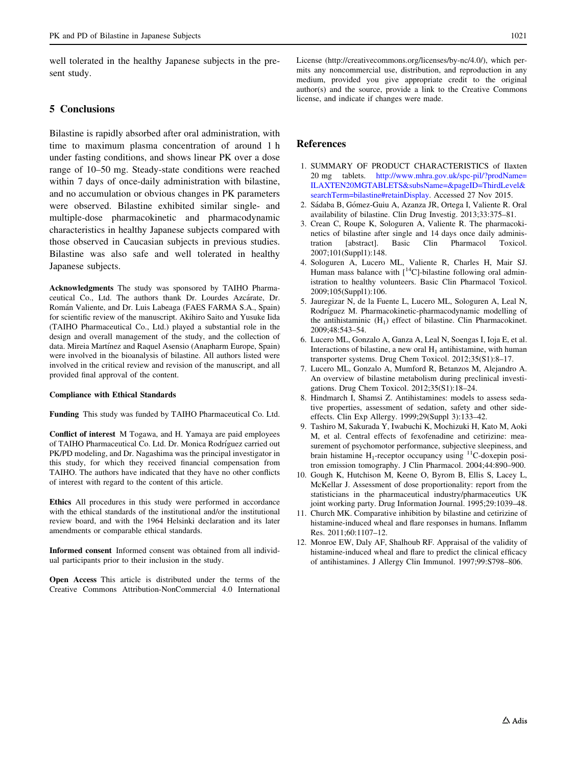well tolerated in the healthy Japanese subjects in the present study.

## 5 Conclusions

Bilastine is rapidly absorbed after oral administration, with time to maximum plasma concentration of around 1 h under fasting conditions, and shows linear PK over a dose range of 10–50 mg. Steady-state conditions were reached within 7 days of once-daily administration with bilastine, and no accumulation or obvious changes in PK parameters were observed. Bilastine exhibited similar single- and multiple-dose pharmacokinetic and pharmacodynamic characteristics in healthy Japanese subjects compared with those observed in Caucasian subjects in previous studies. Bilastine was also safe and well tolerated in healthy Japanese subjects.

**Acknowledgments** The study was sponsored by TAIHO Pharmaceutical Co., Ltd. The authors thank Dr. Lourdes Azcárate, Dr. Román Valiente, and Dr. Luis Labeaga (FAES FARMA S.A., Spain) for scientific review of the manuscript. Akihiro Saito and Yusuke Iida (TAIHO Pharmaceutical Co., Ltd.) played a substantial role in the design and overall management of the study, and the collection of data. Mireia Martínez and Raquel Asensio (Anapharm Europe, Spain) were involved in the bioanalysis of bilastine. All authors listed were involved in the critical review and revision of the manuscript, and all provided final approval of the content.

**Compliance with Ethical Standards**

**Funding** This study was funded by TAIHO Pharmaceutical Co. Ltd.

**Conflict of interest** M Togawa, and H. Yamaya are paid employees of TAIHO Pharmaceutical Co. Ltd. Dr. Monica Rodríguez carried out PK/PD modeling, and Dr. Nagashima was the principal investigator in this study, for which they received financial compensation from TAIHO. The authors have indicated that they have no other conflicts of interest with regard to the content of this article.

**Ethics** All procedures in this study were performed in accordance with the ethical standards of the institutional and/or the institutional review board, and with the 1964 Helsinki declaration and its later amendments or comparable ethical standards.

**Informed consent** Informed consent was obtained from all individual participants prior to their inclusion in the study.

**Open Access** This article is distributed under the terms of the Creative Commons Attribution-NonCommercial 4.0 International License (http://creativecommons.org/licenses/by-nc/4.0/), which permits any noncommercial use, distribution, and reproduction in any medium, provided you give appropriate credit to the original author(s) and the source, provide a link to the Creative Commons license, and indicate if changes were made.

## References

1. SUMMARY OF PRODUCT CHARACTERISTICS of Ilaxten 20 mg tablets. http://www.mhra.gov.uk/spc-pil/?prodName=ILAXTEN20MGTABLETS&subsName=&pageID=ThirdLevel&searchTerm=bilastine#retainDisplay. Accessed 27 Nov 2015.
2. Sádaba B, Gómez-Guiu A, Azanza JR, Ortega I, Valiente R. Oral availability of bilastine. Clin Drug Investig. 2013;33:375–81.
3. Crean C, Roupe K, Sologuren A, Valiente R. The pharmacokinetics of bilastine after single and 14 days once daily administration [abstract]. Basic Clin Pharmacol Toxicol. 2007;101(Suppl1):148.
4. Sologuren A, Lucero ML, Valiente R, Charles H, Mair SJ. Human mass balance with [$^{14}$C]-bilastine following oral administration to healthy volunteers. Basic Clin Pharmacol Toxicol. 2009;105(Suppl1):106.
5. Jauregizar N, de la Fuente L, Lucero ML, Sologuren A, Leal N, Rodríguez M. Pharmacokinetic-pharmacodynamic modelling of the antihistaminic ($H_1$) effect of bilastine. Clin Pharmacokinet. 2009;48:543–54.
6. Lucero ML, Gonzalo A, Ganza A, Leal N, Soengas I, Ioja E, et al. Interactions of bilastine, a new oral $H_1$ antihistamine, with human transporter systems. Drug Chem Toxicol. 2012;35(S1):8–17.
7. Lucero ML, Gonzalo A, Mumford R, Betanzos M, Alejandro A. An overview of bilastine metabolism during preclinical investigations. Drug Chem Toxicol. 2012;35(S1):18–24.
8. Hindmarch I, Shamsi Z. Antihistamines: models to assess sedative properties, assessment of sedation, safety and other side-effects. Clin Exp Allergy. 1999;29(Suppl 3):133–42.
9. Tashiro M, Sakurada Y, Iwabuchi K, Mochizuki H, Kato M, Aoki M, et al. Central effects of fexofenadine and cetirizine: measurement of psychomotor performance, subjective sleepiness, and brain histamine $H_1$-receptor occupancy using $^{11}$C-doxepin positron emission tomography. J Clin Pharmacol. 2004;44:890–900.
10. Gough K, Hutchison M, Keene O, Byrom B, Ellis S, Lacey L, McKellar J. Assessment of dose proportionality: report from the statisticians in the pharmaceutical industry/pharmaceutics UK joint working party. Drug Information Journal. 1995;29:1039–48.
11. Church MK. Comparative inhibition by bilastine and cetirizine of histamine-induced wheal and flare responses in humans. Inflamm Res. 2011;60:1107–12.
12. Monroe EW, Daly AF, Shalhoub RF. Appraisal of the validity of histamine-induced wheal and flare to predict the clinical efficacy of antihistamines. J Allergy Clin Immunol. 1997;99:S798–806.